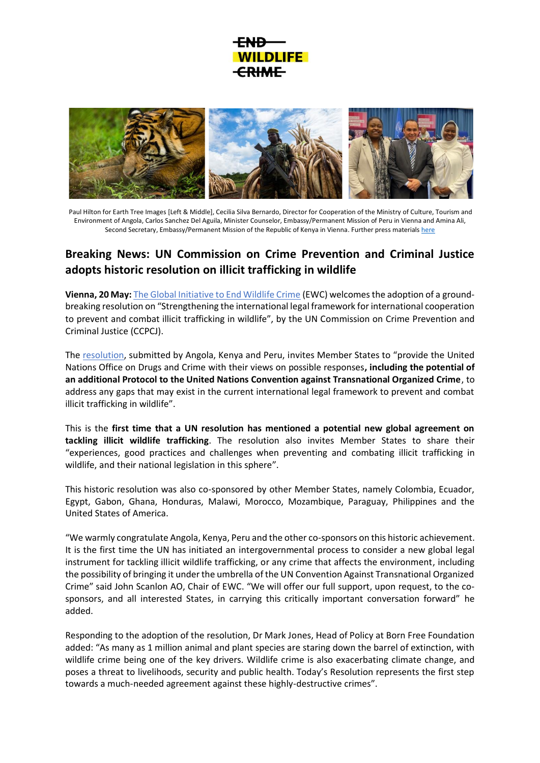END WILDLIFE CRIME

Paul Hilton for Earth Tree Images [Left & Middle], Cecilia Silva Bernardo, Director for Cooperation of the Ministry of Culture, Tourism and Environment of Angola, Carlos Sanchez Del Aguila, Minister Counselor, Embassy/Permanent Mission of Peru in Vienna and Amina Ali, Second Secretary, Embassy/Permanent Mission of the Republic of Kenya in Vienna. Further press materials here

## Breaking News: UN Commission on Crime Prevention and Criminal Justice adopts historic resolution on illicit trafficking in wildlife

**Vienna, 20 May:** The Global Initiative to End Wildlife Crime (EWC) welcomes the adoption of a ground-breaking resolution on "Strengthening the international legal framework for international cooperation to prevent and combat illicit trafficking in wildlife", by the UN Commission on Crime Prevention and Criminal Justice (CCPCJ).

The resolution, submitted by Angola, Kenya and Peru, invites Member States to "provide the United Nations Office on Drugs and Crime with their views on possible responses**, including the potential of an additional Protocol to the United Nations Convention against Transnational Organized Crime**, to address any gaps that may exist in the current international legal framework to prevent and combat illicit trafficking in wildlife".

This is the **first time that a UN resolution has mentioned a potential new global agreement on tackling illicit wildlife trafficking**. The resolution also invites Member States to share their "experiences, good practices and challenges when preventing and combating illicit trafficking in wildlife, and their national legislation in this sphere".

This historic resolution was also co-sponsored by other Member States, namely Colombia, Ecuador, Egypt, Gabon, Ghana, Honduras, Malawi, Morocco, Mozambique, Paraguay, Philippines and the United States of America.

"We warmly congratulate Angola, Kenya, Peru and the other co-sponsors on this historic achievement. It is the first time the UN has initiated an intergovernmental process to consider a new global legal instrument for tackling illicit wildlife trafficking, or any crime that affects the environment, including the possibility of bringing it under the umbrella of the UN Convention Against Transnational Organized Crime" said John Scanlon AO, Chair of EWC. "We will offer our full support, upon request, to the co-sponsors, and all interested States, in carrying this critically important conversation forward" he added.

Responding to the adoption of the resolution, Dr Mark Jones, Head of Policy at Born Free Foundation added: "As many as 1 million animal and plant species are staring down the barrel of extinction, with wildlife crime being one of the key drivers. Wildlife crime is also exacerbating climate change, and poses a threat to livelihoods, security and public health. Today's Resolution represents the first step towards a much-needed agreement against these highly-destructive crimes".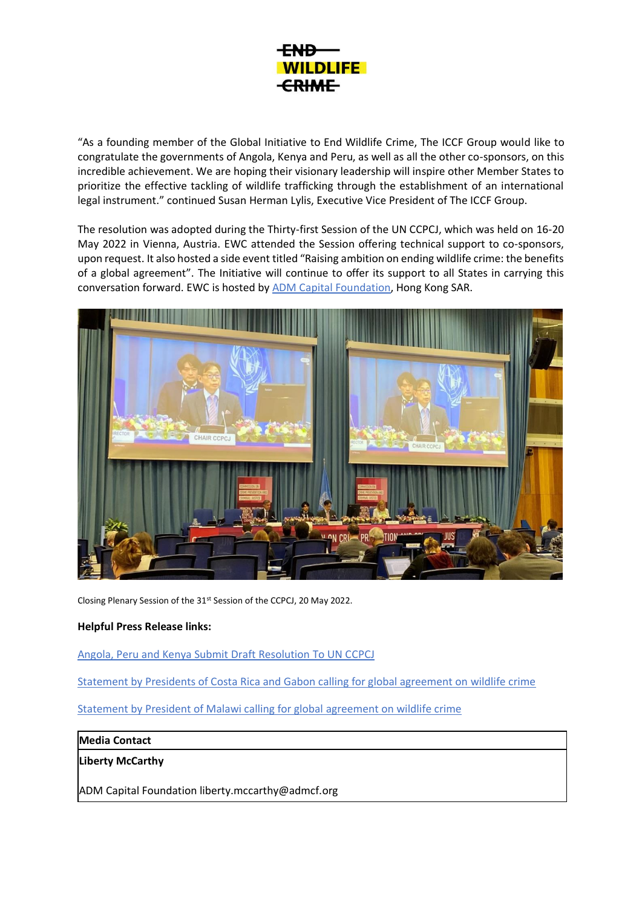"As a founding member of the Global Initiative to End Wildlife Crime, The ICCF Group would like to congratulate the governments of Angola, Kenya and Peru, as well as all the other co-sponsors, on this incredible achievement. We are hoping their visionary leadership will inspire other Member States to prioritize the effective tackling of wildlife trafficking through the establishment of an international legal instrument." continued Susan Herman Lylis, Executive Vice President of The ICCF Group.

The resolution was adopted during the Thirty-first Session of the UN CCPCJ, which was held on 16-20 May 2022 in Vienna, Austria. EWC attended the Session offering technical support to co-sponsors, upon request. It also hosted a side event titled "Raising ambition on ending wildlife crime: the benefits of a global agreement". The Initiative will continue to offer its support to all States in carrying this conversation forward. EWC is hosted by ADM Capital Foundation, Hong Kong SAR.

Closing Plenary Session of the 31st Session of the CCPCJ, 20 May 2022.

**Helpful Press Release links:**

Angola, Peru and Kenya Submit Draft Resolution To UN CCPCJ

Statement by Presidents of Costa Rica and Gabon calling for global agreement on wildlife crime

Statement by President of Malawi calling for global agreement on wildlife crime

| **Media Contact** |
| --- |
| **Liberty McCarthy**<br><br>ADM Capital Foundation liberty.mccarthy@admcf.org |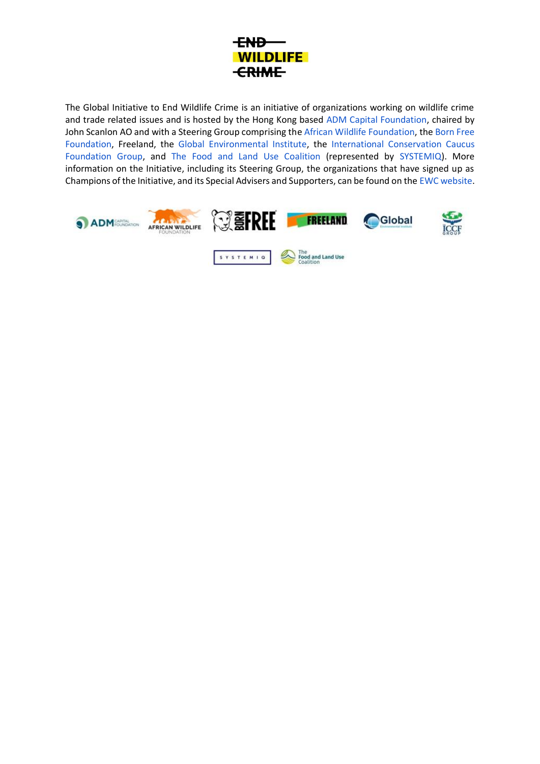The Global Initiative to End Wildlife Crime is an initiative of organizations working on wildlife crime and trade related issues and is hosted by the Hong Kong based ADM Capital Foundation, chaired by John Scanlon AO and with a Steering Group comprising the African Wildlife Foundation, the Born Free Foundation, Freeland, the Global Environmental Institute, the International Conservation Caucus Foundation Group, and The Food and Land Use Coalition (represented by SYSTEMIQ). More information on the Initiative, including its Steering Group, the organizations that have signed up as Champions of the Initiative, and its Special Advisers and Supporters, can be found on the EWC website.